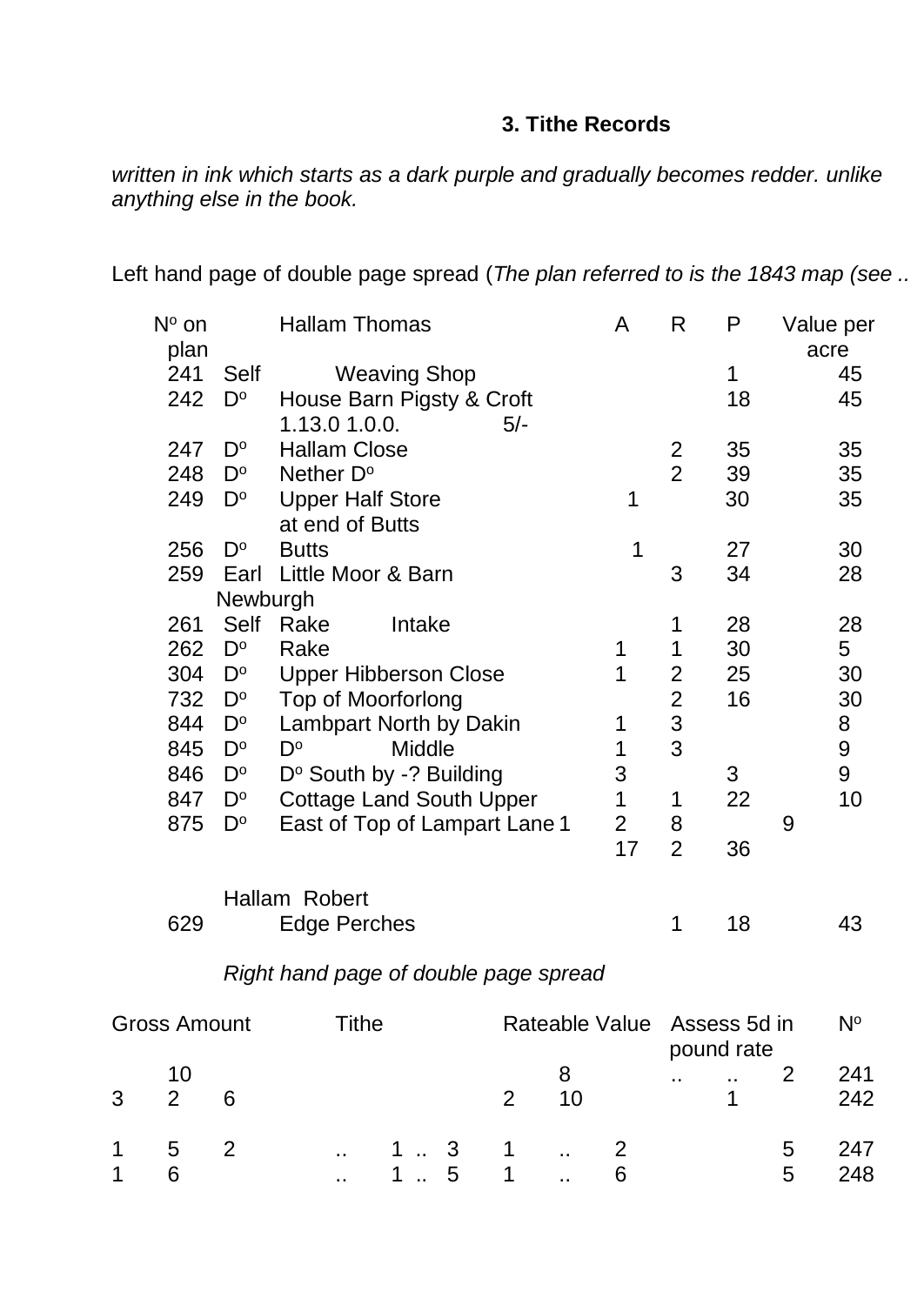### 3. Tithe Records

*written in ink which starts as a dark purple and gradually becomes redder. unlike anything else in the book.*

Left hand page of double page spread (*The plan referred to is the 1843 map (see ..*

| Nº on plan | | Hallam Thomas | A | R | P | Value per acre |
|---|---|---|---|---|---|---|
| 241 | Self | Weaving Shop | | | 1 | 45 |
| 242 | Dº | House Barn Pigsty & Croft<br>1.13.0 1.0.0. 5/- | | | 18 | 45 |
| 247 | Dº | Hallam Close | | 2 | 35 | 35 |
| 248 | Dº | Nether Dº | | 2 | 39 | 35 |
| 249 | Dº | Upper Half Store<br>at end of Butts | 1 | | 30 | 35 |
| 256 | Dº | Butts | 1 | | 27 | 30 |
| 259 | Earl Newburgh | Little Moor & Barn | | 3 | 34 | 28 |
| 261 | Self | Rake Intake | | 1 | 28 | 28 |
| 262 | Dº | Rake | 1 | 1 | 30 | 5 |
| 304 | Dº | Upper Hibberson Close | 1 | 2 | 25 | 30 |
| 732 | Dº | Top of Moorforlong | | 2 | 16 | 30 |
| 844 | Dº | Lambpart North by Dakin | 1 | 3 | | 8 |
| 845 | Dº | Dº Middle | 1 | 3 | | 9 |
| 846 | Dº | Dº South by -? Building | 3 | | 3 | 9 |
| 847 | Dº | Cottage Land South Upper | 1 | 1 | 22 | 10 |
| 875 | Dº | East of Top of Lampart Lane 1 | 2 | 8 | | 9 |
| | | | 17 | 2 | 36 | |
| | | **Hallam Robert** | | | | |
| 629 | | Edge Perches | | 1 | 18 | 43 |

*Right hand page of double page spread*

| Gross Amount | | | Tithe | | | Rateable Value | | | Assess 5d in pound rate | | | Nº |
|---|---|---|---|---|---|---|---|---|---|---|---|---|
| | 10 | | | | | | 8 | | .. | .. | 2 | 241 |
| 3 | 2 | 6 | | | | 2 | 10 | | | 1 | | 242 |
| 1 | 5 | 2 | .. | 1 .. | 3 | 1 | .. | 2 | | | 5 | 247 |
| 1 | 6 | | .. | 1 .. | 5 | 1 | .. | 6 | | | 5 | 248 |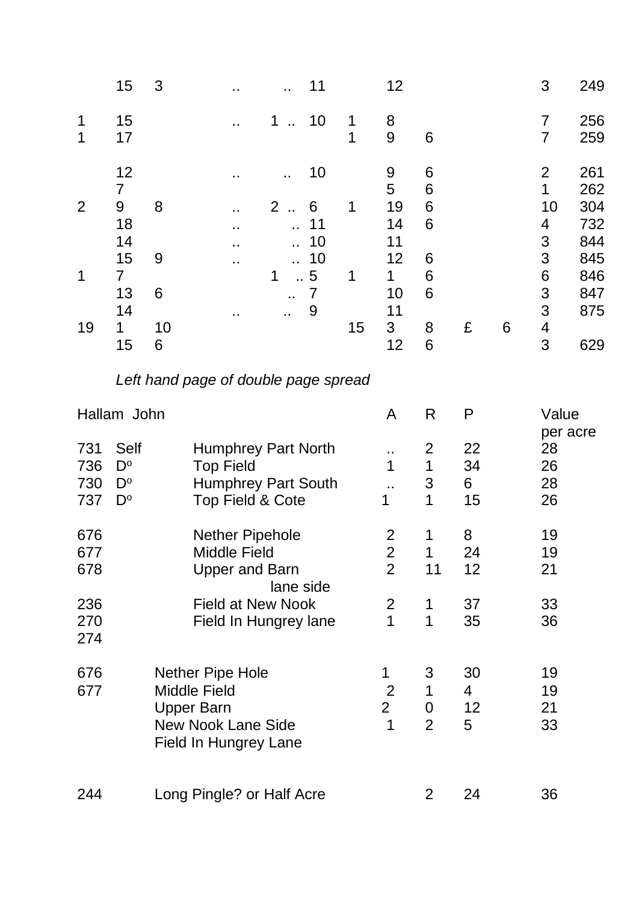| | | | | | | | | | | | | |
|---|---|---|---|---|---|---|---|---|---|---|---|---|
| | 15 | 3 | .. | .. | 11 | | 12 | | | | 3 | 249 |
| 1 | 15 | | .. | 1 .. | 10 | 1 | 8 | | | | 7 | 256 |
| 1 | 17 | | | | | 1 | 9 | 6 | | | 7 | 259 |
| | 12 | | .. | .. | 10 | | 9 | 6 | | | 2 | 261 |
| | 7 | | | | | | 5 | 6 | | | 1 | 262 |
| 2 | 9 | 8 | .. | 2 .. | 6 | 1 | 19 | 6 | | | 10 | 304 |
| | 18 | | .. | .. | 11 | | 14 | 6 | | | 4 | 732 |
| | 14 | | .. | .. | 10 | | 11 | | | | 3 | 844 |
| | 15 | 9 | .. | .. | 10 | | 12 | 6 | | | 3 | 845 |
| 1 | 7 | | | 1 .. | 5 | 1 | 1 | 6 | | | 6 | 846 |
| | 13 | 6 | | .. | 7 | | 10 | 6 | | | 3 | 847 |
| | 14 | | .. | .. | 9 | | 11 | | | | 3 | 875 |
| 19 | 1 | 10 | | | | 15 | 3 | 8 | £ | 6 | 4 | |
| | 15 | 6 | | | | | 12 | 6 | | | 3 | 629 |

*Left hand page of double page spread*

| Hallam John | | | A | R | P | Value per acre |
|---|---|---|---|---|---|---|
| 731 | Self | Humphrey Part North | .. | 2 | 22 | 28 |
| 736 | D$^{o}$ | Top Field | 1 | 1 | 34 | 26 |
| 730 | D$^{o}$ | Humphrey Part South | .. | 3 | 6 | 28 |
| 737 | D$^{o}$ | Top Field & Cote | 1 | 1 | 15 | 26 |
| 676 | | Nether Pipehole | 2 | 1 | 8 | 19 |
| 677 | | Middle Field | 2 | 1 | 24 | 19 |
| 678 | | Upper and Barn lane side | 2 | 11 | 12 | 21 |
| 236 | | Field at New Nook | 2 | 1 | 37 | 33 |
| 270 | | Field In Hungrey lane | 1 | 1 | 35 | 36 |
| 274 | | | | | | |
| 676 | | Nether Pipe Hole | 1 | 3 | 30 | 19 |
| 677 | | Middle Field | 2 | 1 | 4 | 19 |
| | | Upper Barn | 2 | 0 | 12 | 21 |
| | | New Nook Lane Side | 1 | 2 | 5 | 33 |
| | | Field In Hungrey Lane | | | | |
| 244 | | Long Pingle? or Half Acre | | 2 | 24 | 36 |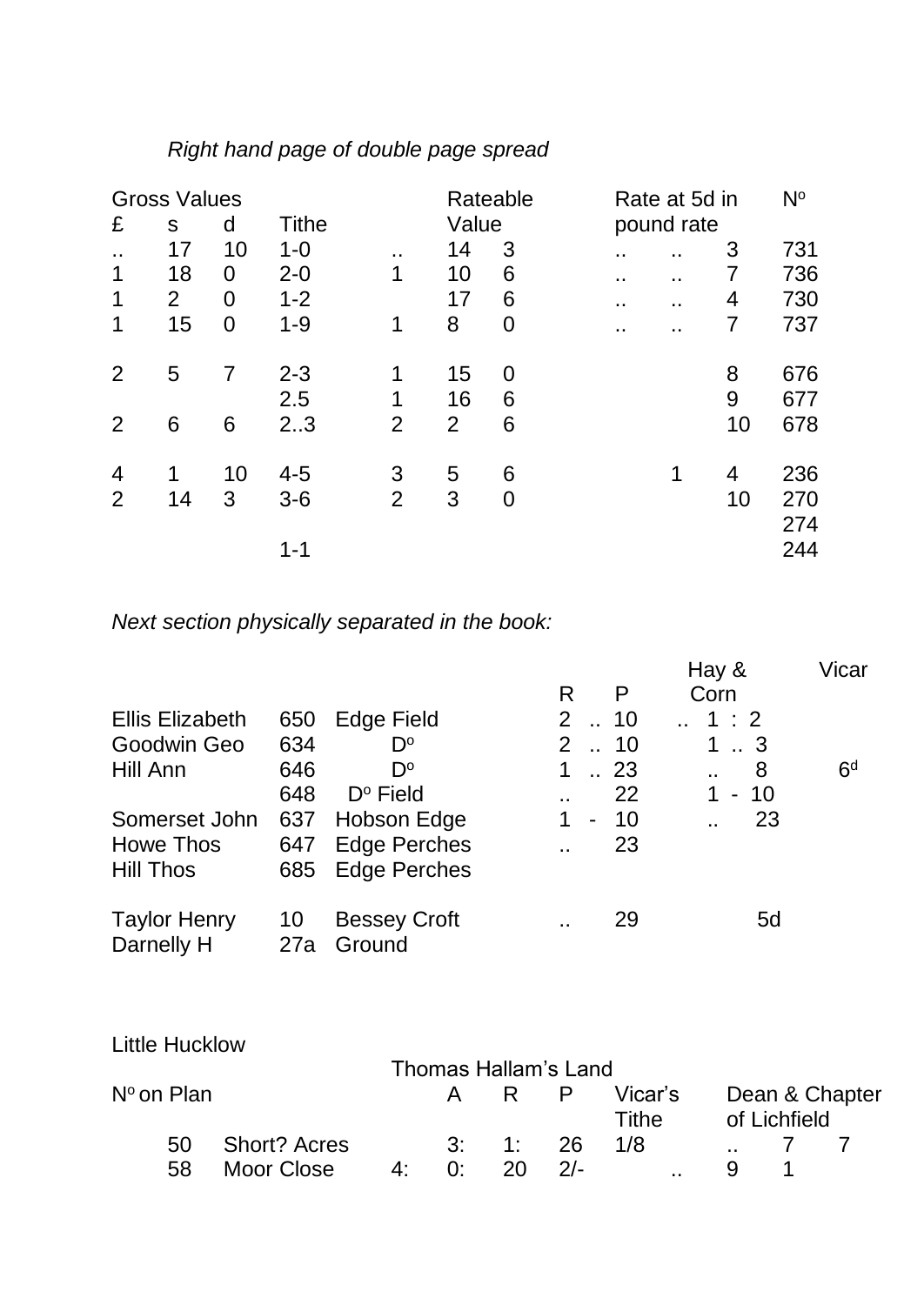*Right hand page of double page spread*

| Gross Values | | | | Rateable | | | Rate at 5d in | | | Nº |
|---|---|---|---|---|---|---|---|---|---|---|
| £ | s | d | Tithe | Value | | | pound rate | | | |
| .. | 17 | 10 | 1-0 | .. | 14 | 3 | .. | .. | 3 | 731 |
| 1 | 18 | 0 | 2-0 | 1 | 10 | 6 | .. | .. | 7 | 736 |
| 1 | 2 | 0 | 1-2 | | 17 | 6 | .. | .. | 4 | 730 |
| 1 | 15 | 0 | 1-9 | 1 | 8 | 0 | .. | .. | 7 | 737 |
| 2 | 5 | 7 | 2-3 | 1 | 15 | 0 | | | 8 | 676 |
| | | | 2.5 | 1 | 16 | 6 | | | 9 | 677 |
| 2 | 6 | 6 | 2..3 | 2 | 2 | 6 | | | 10 | 678 |
| 4 | 1 | 10 | 4-5 | 3 | 5 | 6 | | 1 | 4 | 236 |
| 2 | 14 | 3 | 3-6 | 2 | 3 | 0 | | | 10 | 270 |
| | | | | | | | | | | 274 |
| | | | 1-1 | | | | | | | 244 |

*Next section physically separated in the book:*

| | | | R | P | Hay & Corn | Vicar |
|---|---|---|---|---|---|---|
| Ellis Elizabeth | 650 | Edge Field | 2 .. | 10 | .. 1 : 2 | |
| Goodwin Geo | 634 | Dº | 2 .. | 10 | 1 .. 3 | |
| Hill Ann | 646 | Dº | 1 .. | 23 | .. 8 | 6ᵈ |
| | 648 | Dº Field | .. | 22 | 1 - 10 | |
| Somerset John | 637 | Hobson Edge | 1 - | 10 | .. 23 | |
| Howe Thos | 647 | Edge Perches | .. | 23 | | |
| Hill Thos | 685 | Edge Perches | | | | |
| Taylor Henry | 10 | Bessey Croft | .. | 29 | 5d | |
| Darnelly H | 27a | Ground | | | | |

Little Hucklow

Thomas Hallam's Land

| Nº on Plan | | | A | R | P | Vicar's Tithe | Dean & Chapter of Lichfield | | |
|---|---|---|---|---|---|---|---|---|---|
| 50 | Short? Acres | | 3: | 1: | 26 | 1/8 | .. | 7 | 7 |
| 58 | Moor Close | 4: | 0: | 20 | 2/- | .. | 9 | 1 | |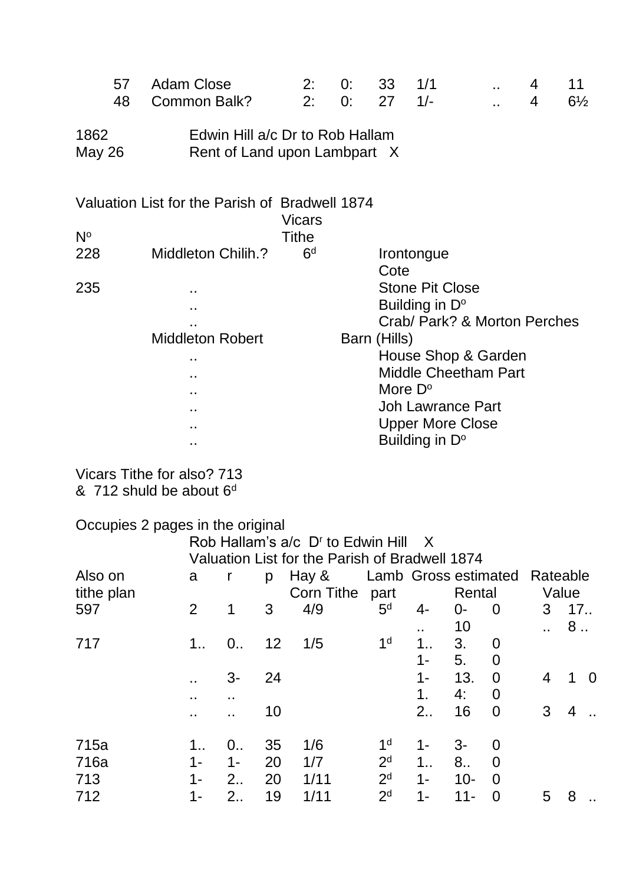| | | | | | | | | |
|---|---|---|---|---|---|---|---|---|
| 57 | Adam Close | 2: | 0: | 33 | 1/1 | .. | 4 | 11 |
| 48 | Common Balk? | 2: | 0: | 27 | 1/- | .. | 4 | 6½ |

1862 Edwin Hill a/c Dr to Rob Hallam
May 26 Rent of Land upon Lambpart X

Valuation List for the Parish of Bradwell 1874

| Nº | | Vicars Tithe | |
|---|---|---|---|
| 228 | Middleton Chilih.? | 6d | Irontongue |
| | | | Cote |
| 235 | .. | | Stone Pit Close |
| | .. | | Building in Dº |
| | .. | | Crab/ Park? & Morton Perches |
| | Middleton Robert | | Barn (Hills) |
| | .. | | House Shop & Garden |
| | .. | | Middle Cheetham Part |
| | .. | | More Dº |
| | .. | | Joh Lawrance Part |
| | .. | | Upper More Close |
| | .. | | Building in Dº |

Vicars Tithe for also? 713
& 712 shuld be about 6d

Occupies 2 pages in the original

Rob Hallam's a/c Dr to Edwin Hill X
Valuation List for the Parish of Bradwell 1874

| Also on tithe plan | a | r | p | Hay & Corn Tithe | Lamb part | Gross estimated Rental | | | Rateable Value | | |
|---|---|---|---|---|---|---|---|---|---|---|---|
| 597 | 2 | 1 | 3 | 4/9 | 5d | 4- | 0- | 0 | 3 | 17.. | |
| | | | | | | .. | 10 | | .. | 8 .. | |
| 717 | 1.. | 0.. | 12 | 1/5 | 1d | 1.. | 3. | 0 | | | |
| | | | | | | 1- | 5. | 0 | | | |
| | .. | 3- | 24 | | | 1- | 13. | 0 | 4 | 1 | 0 |
| | .. | .. | | | | 1. | 4: | 0 | | | |
| | .. | .. | 10 | | | 2.. | 16 | 0 | 3 | 4 | .. |
| 715a | 1.. | 0.. | 35 | 1/6 | 1d | 1- | 3- | 0 | | | |
| 716a | 1- | 1- | 20 | 1/7 | 2d | 1.. | 8.. | 0 | | | |
| 713 | 1- | 2.. | 20 | 1/11 | 2d | 1- | 10- | 0 | | | |
| 712 | 1- | 2.. | 19 | 1/11 | 2d | 1- | 11- | 0 | 5 | 8 | .. |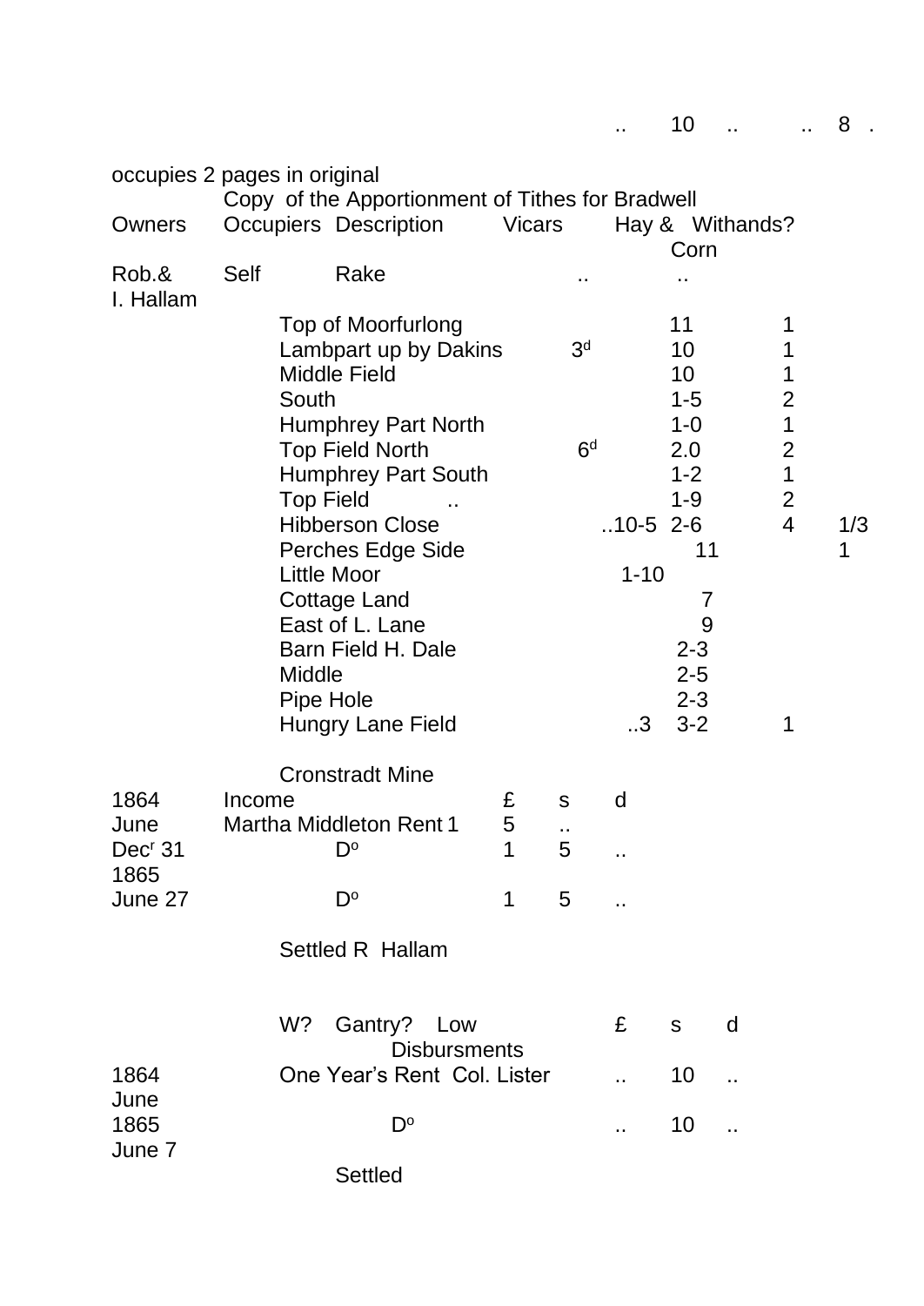.. 10 .. .. 8 .

occupies 2 pages in original

Copy of the Apportionment of Tithes for Bradwell

| Owners | Occupiers | Description | Vicars | | Hay & Corn | Withands? | |
|---|---|---|---|---|---|---|---|
| Rob.& I. Hallam | Self | Rake | .. | | .. | | |
| | | Top of Moorfurlong | | | 11 | 1 | |
| | | Lambpart up by Dakins | 3[d] | | 10 | 1 | |
| | | Middle Field | | | 10 | 1 | |
| | | South | | | 1-5 | 2 | |
| | | Humphrey Part North | | | 1-0 | 1 | |
| | | Top Field North | 6[d] | | 2.0 | 2 | |
| | | Humphrey Part South | | | 1-2 | 1 | |
| | | Top Field .. | | | 1-9 | 2 | |
| | | Hibberson Close | | ..10-5 | 2-6 | 4 | 1/3 |
| | | Perches Edge Side | | | 11 | | 1 |
| | | Little Moor | | 1-10 | | | |
| | | Cottage Land | | | 7 | | |
| | | East of L. Lane | | | 9 | | |
| | | Barn Field H. Dale | | | 2-3 | | |
| | | Middle | | | 2-5 | | |
| | | Pipe Hole | | | 2-3 | | |
| | | Hungry Lane Field | | ..3 | 3-2 | 1 | |

Cronstradt Mine

| 1864 | Income | £ | s | d |
|---|---|---|---|---|
| June | Martha Middleton Rent 1 | 5 | .. | |
| Dec[r] 31 | D[o] | 1 | 5 | .. |
| 1865 June 27 | D[o] | 1 | 5 | .. |

Settled R Hallam

W? Gantry? Low

| | Disbursments | £ | s | d |
|---|---|---|---|---|
| 1864 June | One Year's Rent Col. Lister | .. | 10 | .. |
| 1865 June 7 | D[o] | .. | 10 | .. |

Settled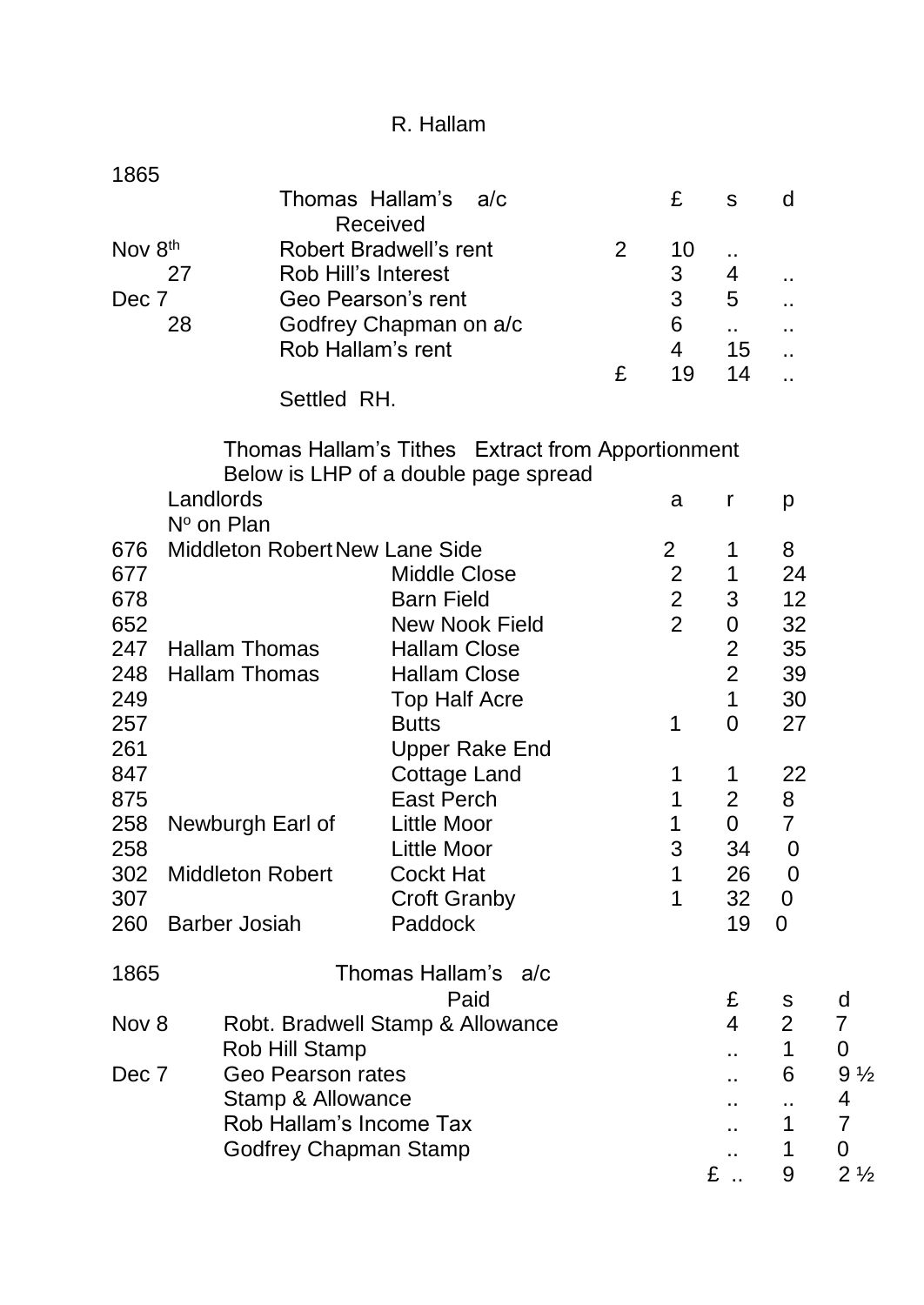R. Hallam

1865

| | Thomas Hallam's a/c Received | | £ | s | d |
|---|---|---|---|---|---|
| Nov 8th | Robert Bradwell's rent | 2 | 10 | .. | |
| 27 | Rob Hill's Interest | | 3 | 4 | .. |
| Dec 7 | Geo Pearson's rent | | 3 | 5 | .. |
| 28 | Godfrey Chapman on a/c | | 6 | .. | .. |
| | Rob Hallam's rent | | 4 | 15 | .. |
| | | £ | 19 | 14 | .. |

Settled RH.

Thomas Hallam's Tithes Extract from Apportionment
Below is LHP of a double page spread

| Nº on Plan | Landlords | | a | r | p |
|---|---|---|---|---|---|
| 676 | Middleton Robert | New Lane Side | 2 | 1 | 8 |
| 677 | | Middle Close | 2 | 1 | 24 |
| 678 | | Barn Field | 2 | 3 | 12 |
| 652 | | New Nook Field | 2 | 0 | 32 |
| 247 | Hallam Thomas | Hallam Close | | 2 | 35 |
| 248 | Hallam Thomas | Hallam Close | | 2 | 39 |
| 249 | | Top Half Acre | | 1 | 30 |
| 257 | | Butts | 1 | 0 | 27 |
| 261 | | Upper Rake End | | | |
| 847 | | Cottage Land | 1 | 1 | 22 |
| 875 | | East Perch | 1 | 2 | 8 |
| 258 | Newburgh Earl of | Little Moor | 1 | 0 | 7 |
| 258 | | Little Moor | 3 | 34 | 0 |
| 302 | Middleton Robert | Cockt Hat | 1 | 26 | 0 |
| 307 | | Croft Granby | 1 | 32 | 0 |
| 260 | Barber Josiah | Paddock | | 19 | 0 |

1865

| | Thomas Hallam's a/c Paid | £ | s | d |
|---|---|---|---|---|
| Nov 8 | Robt. Bradwell Stamp & Allowance | 4 | 2 | 7 |
| | Rob Hill Stamp | .. | 1 | 0 |
| Dec 7 | Geo Pearson rates | .. | 6 | 9 ½ |
| | Stamp & Allowance | .. | .. | 4 |
| | Rob Hallam's Income Tax | .. | 1 | 7 |
| | Godfrey Chapman Stamp | .. | 1 | 0 |
| | | £ .. | 9 | 2 ½ |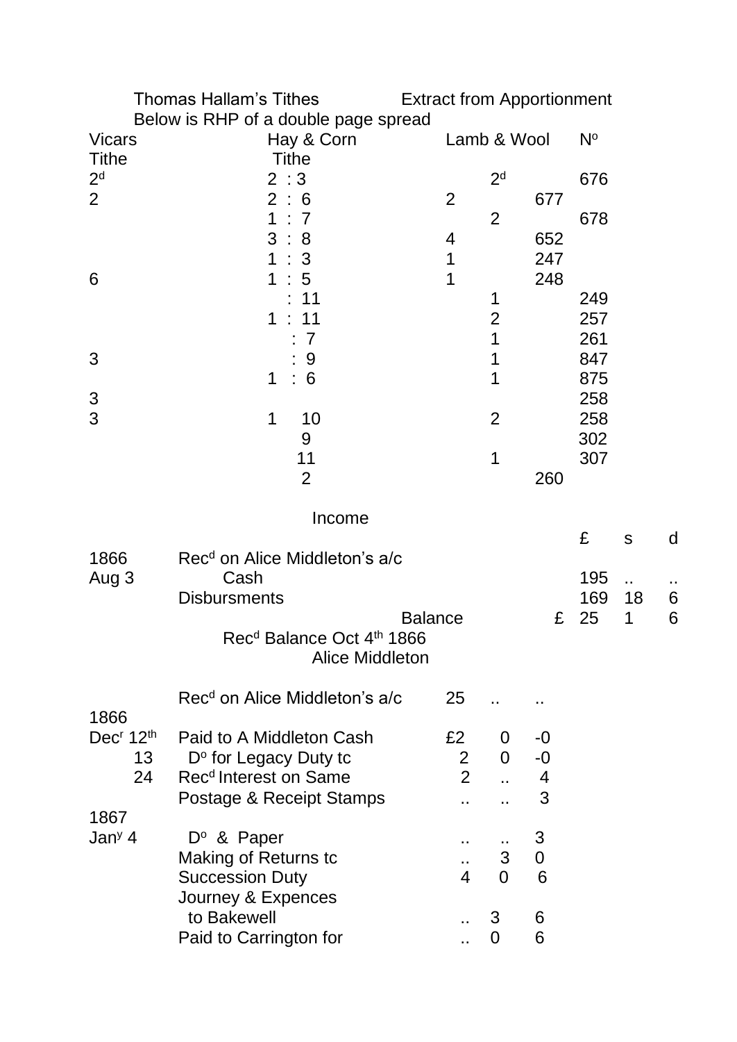Thomas Hallam's Tithes Extract from Apportionment

Below is RHP of a double page spread

| Vicars Tithe | Hay & Corn Tithe | Lamb & Wool | | No |
|---|---|---|---|---|
| 2d | 2 : 3 | 2d | | 676 |
| 2 | 2 : 6 | 2 | 677 | |
| | 1 : 7 | 2 | | 678 |
| | 3 : 8 | 4 | 652 | |
| | 1 : 3 | 1 | 247 | |
| 6 | 1 : 5 | 1 | 248 | |
| | : 11 | 1 | | 249 |
| | 1 : 11 | 2 | | 257 |
| | : 7 | 1 | | 261 |
| 3 | : 9 | 1 | | 847 |
| | 1 : 6 | 1 | | 875 |
| 3 | | | | 258 |
| 3 | 1 10 | 2 | | 258 |
| | 9 | | | 302 |
| | 11 | 1 | | 307 |
| | 2 | | 260 | |

Income

| | | | £ | s | d |
|---|---|---|---|---|---|
| 1866 | Recd on Alice Middleton's a/c | | | | |
| Aug 3 | Cash | | 195 | .. | .. |
| | Disbursments | | 169 | 18 | 6 |
| | | Balance £ | 25 | 1 | 6 |

Recd Balance Oct 4th 1866
Alice Middleton

| | | £ | s | d |
|---|---|---|---|---|
| | Recd on Alice Middleton's a/c | 25 | .. | .. |
| 1866 | | | | |
| Decr 12th | Paid to A Middleton Cash | £2 | 0 | -0 |
| 13 | Do for Legacy Duty tc | 2 | 0 | -0 |
| 24 | Recd Interest on Same | 2 | .. | 4 |
| | Postage & Receipt Stamps | .. | .. | 3 |
| 1867 | | | | |
| Jany 4 | Do & Paper | .. | .. | 3 |
| | Making of Returns tc | .. | 3 | 0 |
| | Succession Duty | 4 | 0 | 6 |
| | Journey & Expences to Bakewell | .. | 3 | 6 |
| | Paid to Carrington for | .. | 0 | 6 |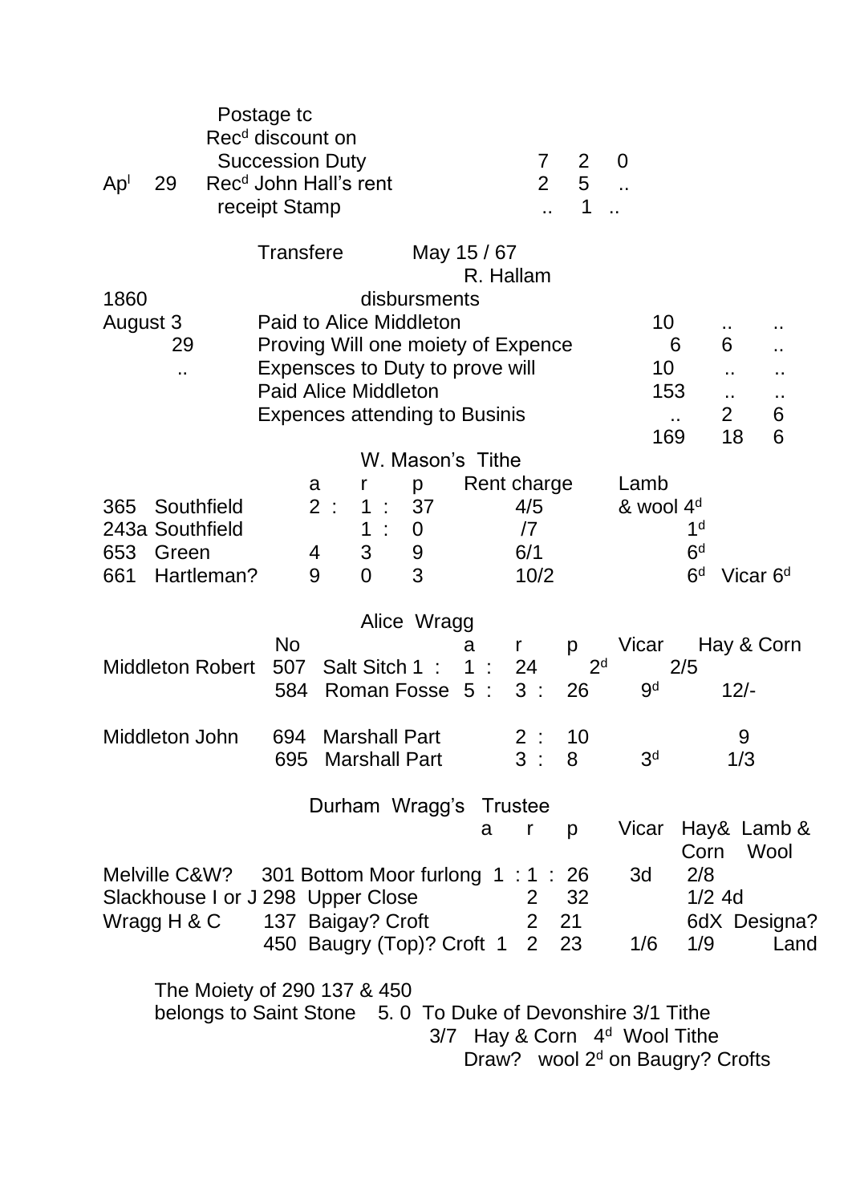| | | | | | |
|---|---|---|---|---|---|
| | | Postage tc | | | |
| | | Rec[d] discount on | | | |
| | | Succession Duty | 7 | 2 | 0 |
| Ap[l] | 29 | Rec[d] John Hall's rent | 2 | 5 | .. |
| | | receipt Stamp | .. | 1 | .. |

Transfere May 15 / 67
R. Hallam

| 1860 | disbursments | | | |
|---|---|---|---|---|
| August 3 | Paid to Alice Middleton | 10 | .. | .. |
| 29 | Proving Will one moiety of Expence | 6 | 6 | .. |
| .. | Expensces to Duty to prove will | 10 | .. | .. |
| | Paid Alice Middleton | 153 | .. | .. |
| | Expences attending to Businis | .. | 2 | 6 |
| | | 169 | 18 | 6 |

W. Mason's Tithe

| | | a | r | p | Rent charge | Lamb |
|---|---|---|---|---|---|---|
| 365 | Southfield | 2 : | 1 : | 37 | 4/5 | & wool 4[d] |
| 243a | Southfield | | 1 : | 0 | /7 | 1[d] |
| 653 | Green | 4 | 3 | 9 | 6/1 | 6[d] |
| 661 | Hartleman? | 9 | 0 | 3 | 10/2 | 6[d] Vicar 6[d] |

Alice Wragg

| | No | | a | r | p | Vicar | Hay & Corn |
|---|---|---|---|---|---|---|---|
| Middleton Robert | 507 | Salt Sitch 1 : | 1 : | 24 | 2[d] | | 2/5 |
| | 584 | Roman Fosse | 5 : | 3 : | 26 | 9[d] | 12/- |
| Middleton John | 694 | Marshall Part | | 2 : | 10 | | 9 |
| | 695 | Marshall Part | | 3 : | 8 | 3[d] | 1/3 |

Durham Wragg's Trustee

| | No | | a | r | p | Vicar | Hay& Corn | Lamb & Wool |
|---|---|---|---|---|---|---|---|---|
| Melville C&W? | 301 | Bottom Moor furlong | 1 : | 1 : | 26 | 3d | 2/8 | |
| Slackhouse I or J | 298 | Upper Close | | 2 | 32 | | 1/2 4d | |
| Wragg H & C | 137 | Baigay? Croft | | 2 | 21 | | 6dX | Designa? |
| | 450 | Baugry (Top)? Croft | 1 | 2 | 23 | 1/6 | 1/9 | Land |

The Moiety of 290 137 & 450
belongs to Saint Stone 5. 0 To Duke of Devonshire 3/1 Tithe
3/7 Hay & Corn 4[d] Wool Tithe
Draw? wool 2[d] on Baugry? Crofts